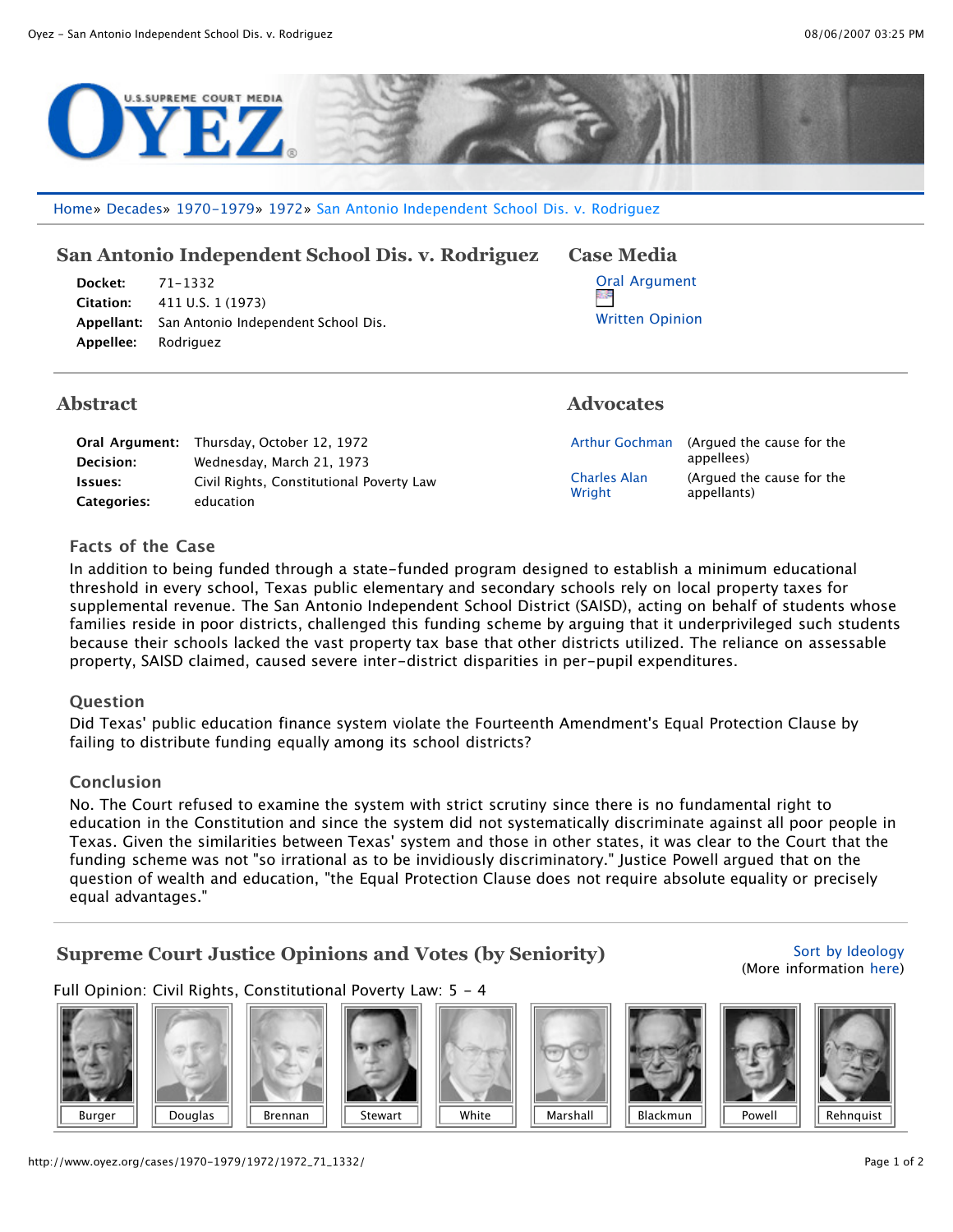Home» Decades» 1970-1979» 1972» San Antonio Independent School Dis. v. Rodriguez

## San Antonio Independent School Dis. v. Rodriguez

**Docket:** 71-1332
**Citation:** 411 U.S. 1 (1973)
**Appellant:** San Antonio Independent School Dis.
**Appellee:** Rodriguez

## Case Media

Oral Argument

Written Opinion

## Abstract

**Oral Argument:** Thursday, October 12, 1972
**Decision:** Wednesday, March 21, 1973
**Issues:** Civil Rights, Constitutional Poverty Law
**Categories:** education

## Advocates

| | |
|---|---|
| Arthur Gochman | (Argued the cause for the appellees) |
| Charles Alan Wright | (Argued the cause for the appellants) |

### Facts of the Case

In addition to being funded through a state-funded program designed to establish a minimum educational threshold in every school, Texas public elementary and secondary schools rely on local property taxes for supplemental revenue. The San Antonio Independent School District (SAISD), acting on behalf of students whose families reside in poor districts, challenged this funding scheme by arguing that it underprivileged such students because their schools lacked the vast property tax base that other districts utilized. The reliance on assessable property, SAISD claimed, caused severe inter-district disparities in per-pupil expenditures.

### Question

Did Texas' public education finance system violate the Fourteenth Amendment's Equal Protection Clause by failing to distribute funding equally among its school districts?

### Conclusion

No. The Court refused to examine the system with strict scrutiny since there is no fundamental right to education in the Constitution and since the system did not systematically discriminate against all poor people in Texas. Given the similarities between Texas' system and those in other states, it was clear to the Court that the funding scheme was not "so irrational as to be invidiously discriminatory." Justice Powell argued that on the question of wealth and education, "the Equal Protection Clause does not require absolute equality or precisely equal advantages."

## Supreme Court Justice Opinions and Votes (by Seniority)

Sort by Ideology
(More information here)

Full Opinion: Civil Rights, Constitutional Poverty Law: 5 - 4

Burger | Douglas | Brennan | Stewart | White | Marshall | Blackmun | Powell | Rehnquist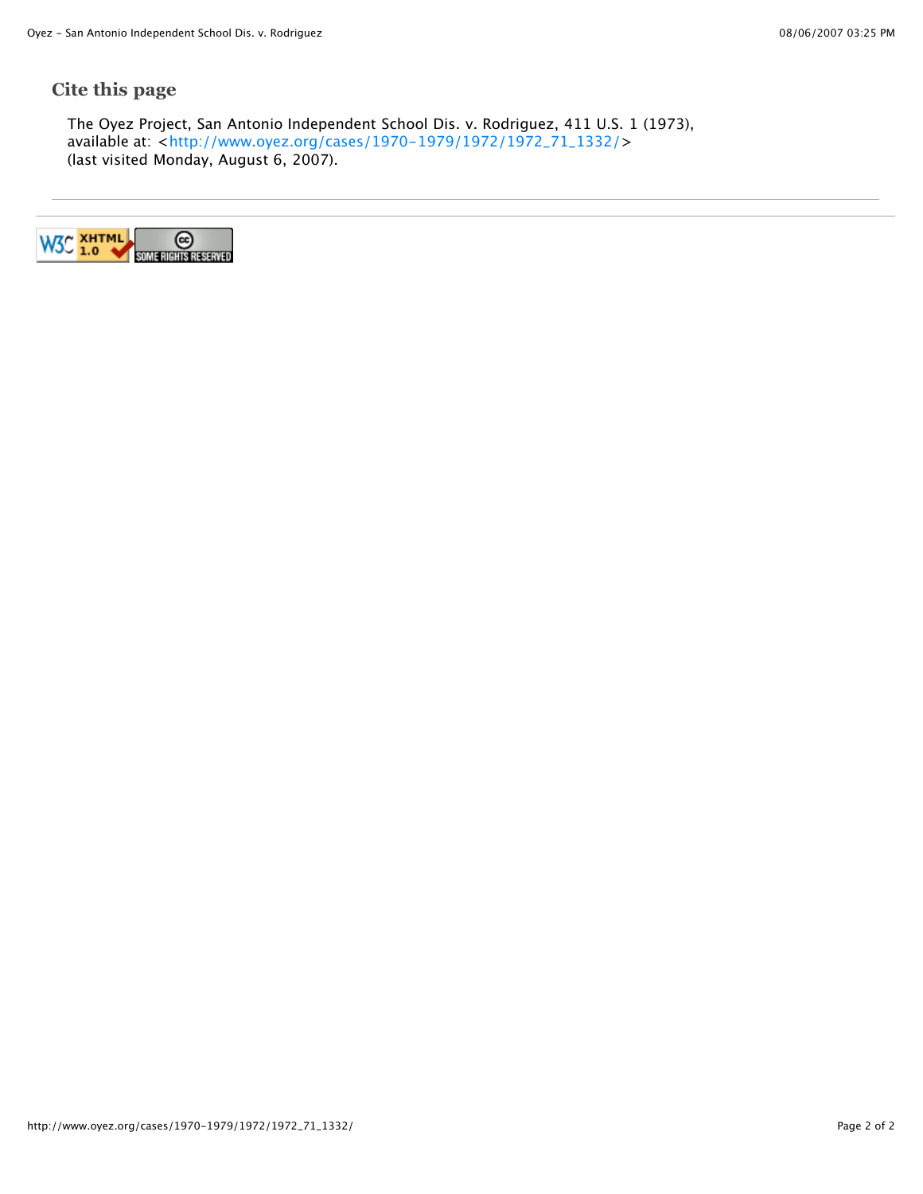## Cite this page

The Oyez Project, San Antonio Independent School Dis. v. Rodriguez, 411 U.S. 1 (1973), available at: <http://www.oyez.org/cases/1970-1979/1972/1972_71_1332/> (last visited Monday, August 6, 2007).